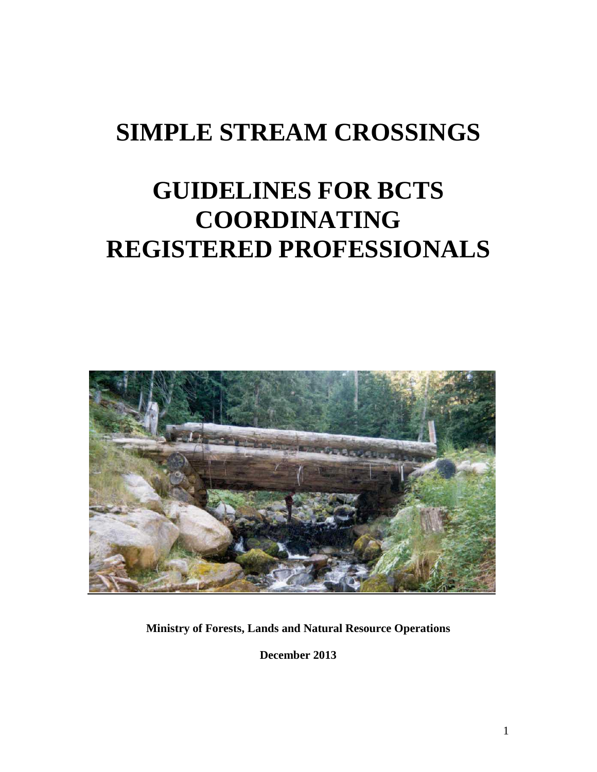# SIMPLE STREAM CROSSINGS

# GUIDELINES FOR BCTS COORDINATING REGISTERED PROFESSIONALS

**Ministry of Forests, Lands and Natural Resource Operations**

**December 2013**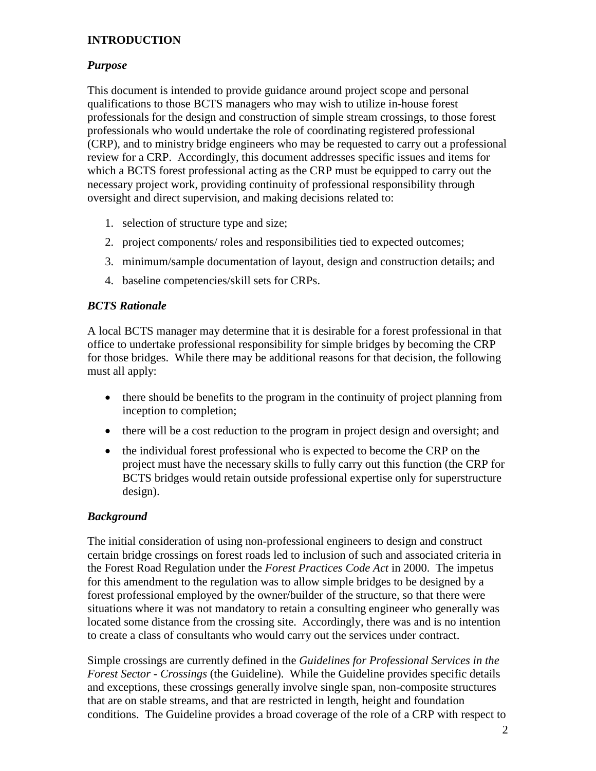## INTRODUCTION

### *Purpose*

This document is intended to provide guidance around project scope and personal qualifications to those BCTS managers who may wish to utilize in-house forest professionals for the design and construction of simple stream crossings, to those forest professionals who would undertake the role of coordinating registered professional (CRP), and to ministry bridge engineers who may be requested to carry out a professional review for a CRP. Accordingly, this document addresses specific issues and items for which a BCTS forest professional acting as the CRP must be equipped to carry out the necessary project work, providing continuity of professional responsibility through oversight and direct supervision, and making decisions related to:

1. selection of structure type and size;
2. project components/ roles and responsibilities tied to expected outcomes;
3. minimum/sample documentation of layout, design and construction details; and
4. baseline competencies/skill sets for CRPs.

### *BCTS Rationale*

A local BCTS manager may determine that it is desirable for a forest professional in that office to undertake professional responsibility for simple bridges by becoming the CRP for those bridges. While there may be additional reasons for that decision, the following must all apply:

- there should be benefits to the program in the continuity of project planning from inception to completion;
- there will be a cost reduction to the program in project design and oversight; and
- the individual forest professional who is expected to become the CRP on the project must have the necessary skills to fully carry out this function (the CRP for BCTS bridges would retain outside professional expertise only for superstructure design).

### *Background*

The initial consideration of using non-professional engineers to design and construct certain bridge crossings on forest roads led to inclusion of such and associated criteria in the Forest Road Regulation under the *Forest Practices Code Act* in 2000. The impetus for this amendment to the regulation was to allow simple bridges to be designed by a forest professional employed by the owner/builder of the structure, so that there were situations where it was not mandatory to retain a consulting engineer who generally was located some distance from the crossing site. Accordingly, there was and is no intention to create a class of consultants who would carry out the services under contract.

Simple crossings are currently defined in the *Guidelines for Professional Services in the Forest Sector - Crossings* (the Guideline). While the Guideline provides specific details and exceptions, these crossings generally involve single span, non-composite structures that are on stable streams, and that are restricted in length, height and foundation conditions. The Guideline provides a broad coverage of the role of a CRP with respect to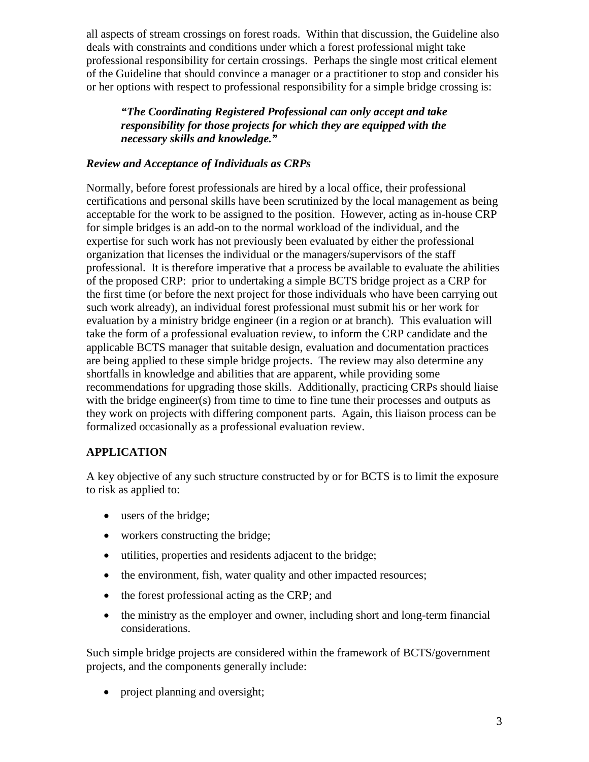all aspects of stream crossings on forest roads. Within that discussion, the Guideline also deals with constraints and conditions under which a forest professional might take professional responsibility for certain crossings. Perhaps the single most critical element of the Guideline that should convince a manager or a practitioner to stop and consider his or her options with respect to professional responsibility for a simple bridge crossing is:

> ***"The Coordinating Registered Professional can only accept and take responsibility for those projects for which they are equipped with the necessary skills and knowledge."***

### *Review and Acceptance of Individuals as CRPs*

Normally, before forest professionals are hired by a local office, their professional certifications and personal skills have been scrutinized by the local management as being acceptable for the work to be assigned to the position. However, acting as in-house CRP for simple bridges is an add-on to the normal workload of the individual, and the expertise for such work has not previously been evaluated by either the professional organization that licenses the individual or the managers/supervisors of the staff professional. It is therefore imperative that a process be available to evaluate the abilities of the proposed CRP: prior to undertaking a simple BCTS bridge project as a CRP for the first time (or before the next project for those individuals who have been carrying out such work already), an individual forest professional must submit his or her work for evaluation by a ministry bridge engineer (in a region or at branch). This evaluation will take the form of a professional evaluation review, to inform the CRP candidate and the applicable BCTS manager that suitable design, evaluation and documentation practices are being applied to these simple bridge projects. The review may also determine any shortfalls in knowledge and abilities that are apparent, while providing some recommendations for upgrading those skills. Additionally, practicing CRPs should liaise with the bridge engineer(s) from time to time to fine tune their processes and outputs as they work on projects with differing component parts. Again, this liaison process can be formalized occasionally as a professional evaluation review.

## APPLICATION

A key objective of any such structure constructed by or for BCTS is to limit the exposure to risk as applied to:

- users of the bridge;
- workers constructing the bridge;
- utilities, properties and residents adjacent to the bridge;
- the environment, fish, water quality and other impacted resources;
- the forest professional acting as the CRP; and
- the ministry as the employer and owner, including short and long-term financial considerations.

Such simple bridge projects are considered within the framework of BCTS/government projects, and the components generally include:

- project planning and oversight;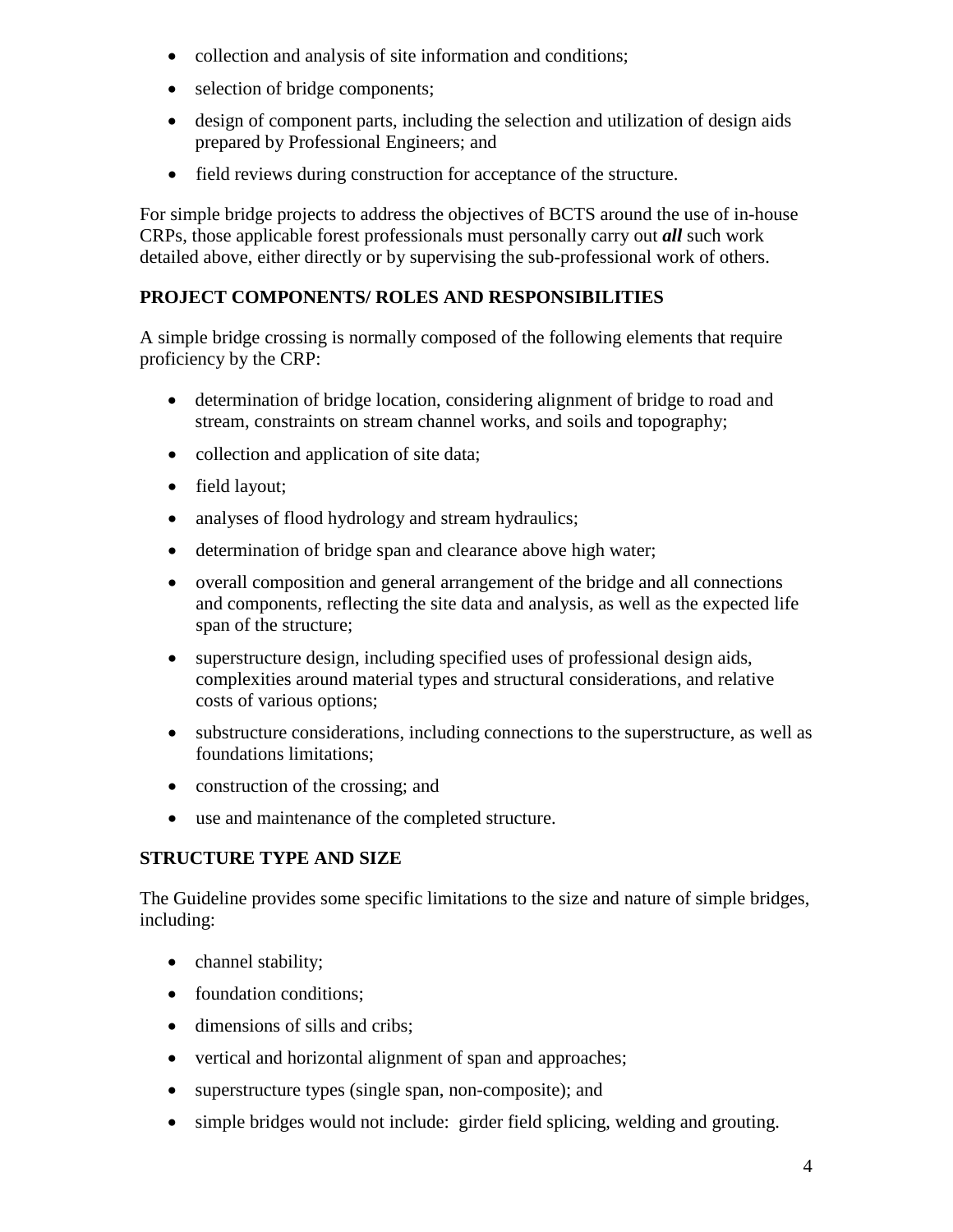- collection and analysis of site information and conditions;
- selection of bridge components;
- design of component parts, including the selection and utilization of design aids prepared by Professional Engineers; and
- field reviews during construction for acceptance of the structure.

For simple bridge projects to address the objectives of BCTS around the use of in-house CRPs, those applicable forest professionals must personally carry out ***all*** such work detailed above, either directly or by supervising the sub-professional work of others.

## PROJECT COMPONENTS/ ROLES AND RESPONSIBILITIES

A simple bridge crossing is normally composed of the following elements that require proficiency by the CRP:

- determination of bridge location, considering alignment of bridge to road and stream, constraints on stream channel works, and soils and topography;
- collection and application of site data;
- field layout;
- analyses of flood hydrology and stream hydraulics;
- determination of bridge span and clearance above high water;
- overall composition and general arrangement of the bridge and all connections and components, reflecting the site data and analysis, as well as the expected life span of the structure;
- superstructure design, including specified uses of professional design aids, complexities around material types and structural considerations, and relative costs of various options;
- substructure considerations, including connections to the superstructure, as well as foundations limitations;
- construction of the crossing; and
- use and maintenance of the completed structure.

## STRUCTURE TYPE AND SIZE

The Guideline provides some specific limitations to the size and nature of simple bridges, including:

- channel stability;
- foundation conditions;
- dimensions of sills and cribs;
- vertical and horizontal alignment of span and approaches;
- superstructure types (single span, non-composite); and
- simple bridges would not include: girder field splicing, welding and grouting.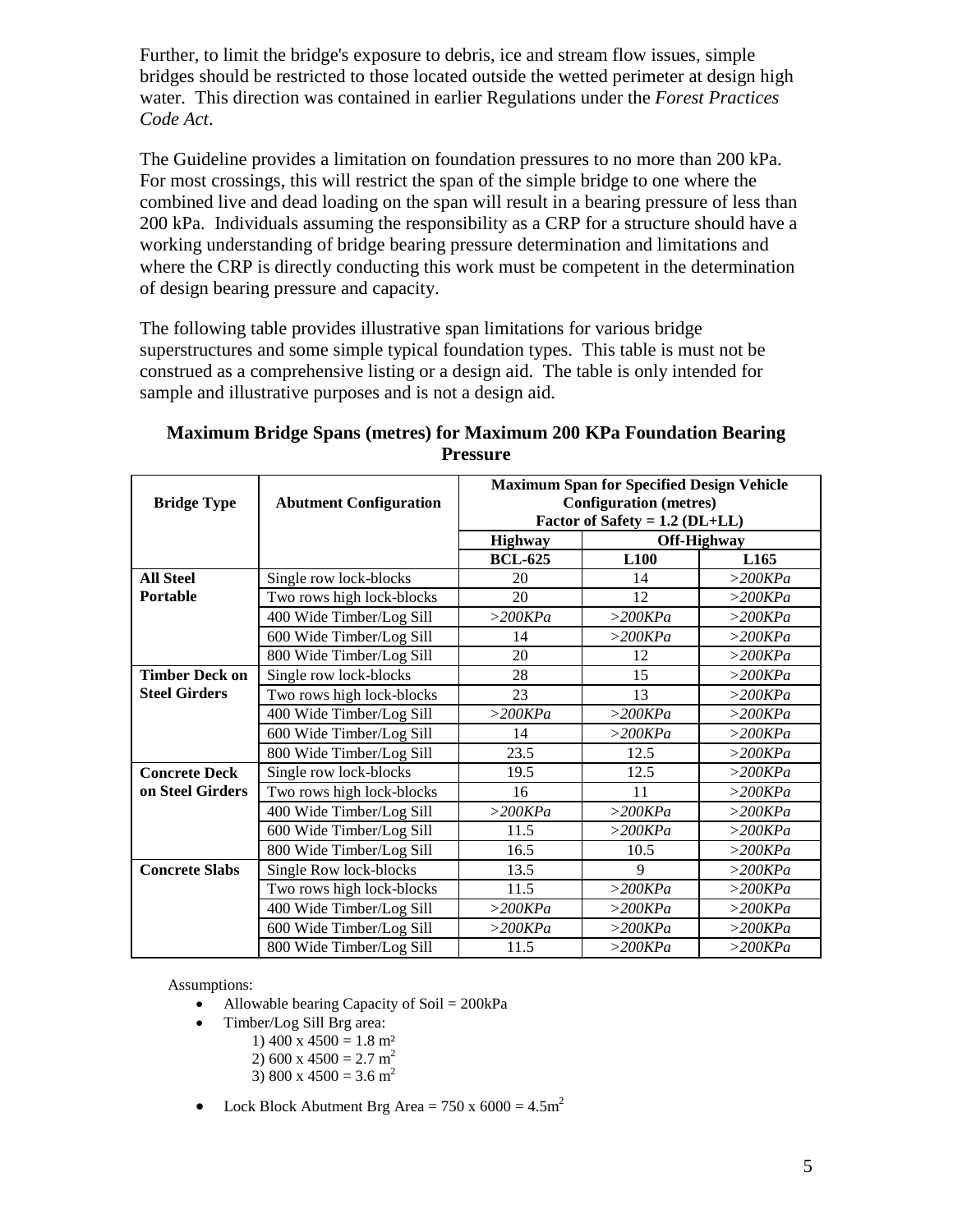Further, to limit the bridge's exposure to debris, ice and stream flow issues, simple bridges should be restricted to those located outside the wetted perimeter at design high water. This direction was contained in earlier Regulations under the *Forest Practices Code Act*.

The Guideline provides a limitation on foundation pressures to no more than 200 kPa. For most crossings, this will restrict the span of the simple bridge to one where the combined live and dead loading on the span will result in a bearing pressure of less than 200 kPa. Individuals assuming the responsibility as a CRP for a structure should have a working understanding of bridge bearing pressure determination and limitations and where the CRP is directly conducting this work must be competent in the determination of design bearing pressure and capacity.

The following table provides illustrative span limitations for various bridge superstructures and some simple typical foundation types. This table is must not be construed as a comprehensive listing or a design aid. The table is only intended for sample and illustrative purposes and is not a design aid.

**Maximum Bridge Spans (metres) for Maximum 200 KPa Foundation Bearing Pressure**

| Bridge Type | Abutment Configuration | Maximum Span for Specified Design Vehicle Configuration (metres) Factor of Safety = 1.2 (DL+LL) | | |
|---|---|---|---|---|
| | | Highway | Off-Highway | |
| | | BCL-625 | L100 | L165 |
| **All Steel Portable** | Single row lock-blocks | 20 | 14 | *>200KPa* |
| | Two rows high lock-blocks | 20 | 12 | *>200KPa* |
| | 400 Wide Timber/Log Sill | *>200KPa* | *>200KPa* | *>200KPa* |
| | 600 Wide Timber/Log Sill | 14 | *>200KPa* | *>200KPa* |
| | 800 Wide Timber/Log Sill | 20 | 12 | *>200KPa* |
| **Timber Deck on Steel Girders** | Single row lock-blocks | 28 | 15 | *>200KPa* |
| | Two rows high lock-blocks | 23 | 13 | *>200KPa* |
| | 400 Wide Timber/Log Sill | *>200KPa* | *>200KPa* | *>200KPa* |
| | 600 Wide Timber/Log Sill | 14 | *>200KPa* | *>200KPa* |
| | 800 Wide Timber/Log Sill | 23.5 | 12.5 | *>200KPa* |
| **Concrete Deck on Steel Girders** | Single row lock-blocks | 19.5 | 12.5 | *>200KPa* |
| | Two rows high lock-blocks | 16 | 11 | *>200KPa* |
| | 400 Wide Timber/Log Sill | *>200KPa* | *>200KPa* | *>200KPa* |
| | 600 Wide Timber/Log Sill | 11.5 | *>200KPa* | *>200KPa* |
| | 800 Wide Timber/Log Sill | 16.5 | 10.5 | *>200KPa* |
| **Concrete Slabs** | Single Row lock-blocks | 13.5 | 9 | *>200KPa* |
| | Two rows high lock-blocks | 11.5 | *>200KPa* | *>200KPa* |
| | 400 Wide Timber/Log Sill | *>200KPa* | *>200KPa* | *>200KPa* |
| | 600 Wide Timber/Log Sill | *>200KPa* | *>200KPa* | *>200KPa* |
| | 800 Wide Timber/Log Sill | 11.5 | *>200KPa* | *>200KPa* |

Assumptions:

- Allowable bearing Capacity of Soil = 200kPa
- Timber/Log Sill Brg area:
  1) 400 x 4500 = 1.8 $m^2$
  2) 600 x 4500 = 2.7 $m^2$
  3) 800 x 4500 = 3.6 $m^2$
- Lock Block Abutment Brg Area = 750 x 6000 = 4.5$m^2$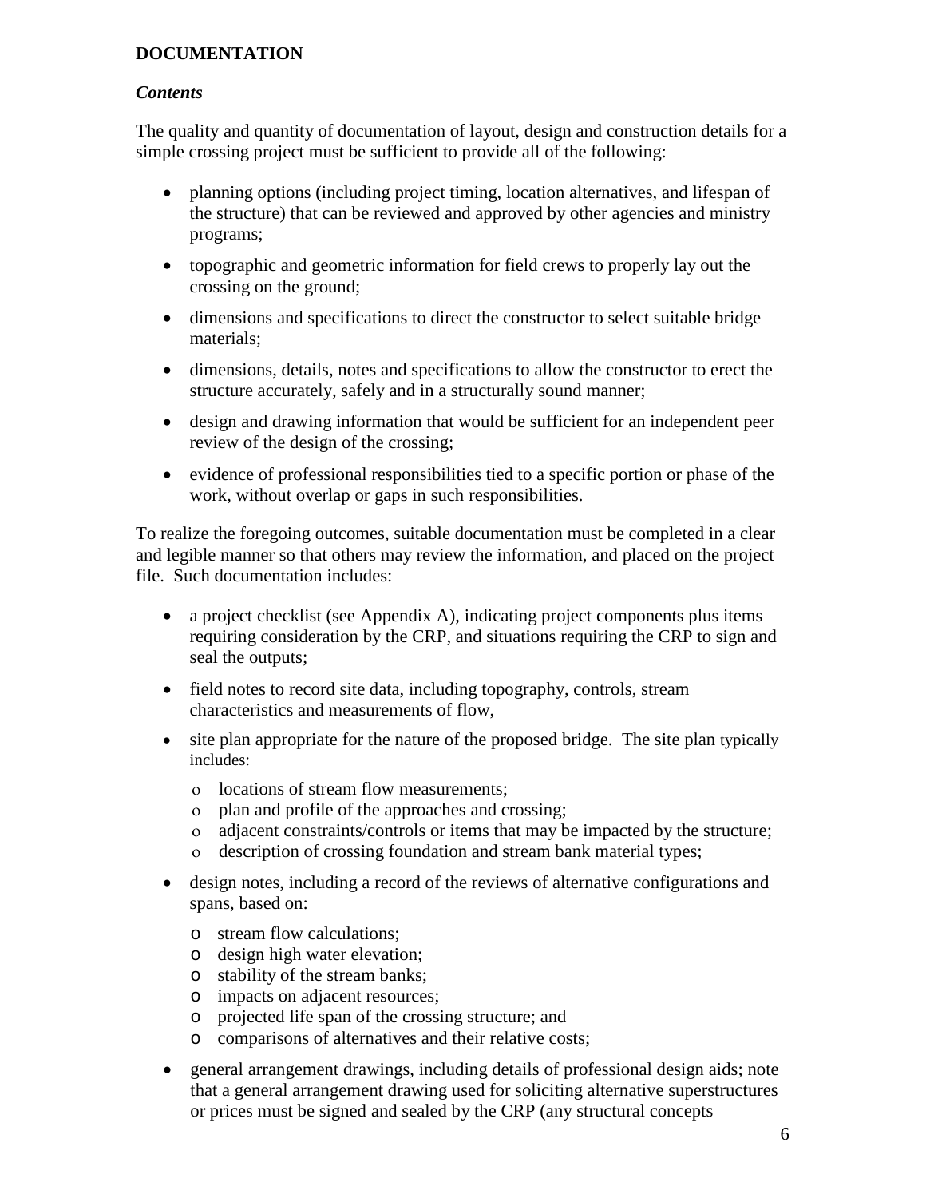**DOCUMENTATION**

***Contents***

The quality and quantity of documentation of layout, design and construction details for a simple crossing project must be sufficient to provide all of the following:

- planning options (including project timing, location alternatives, and lifespan of the structure) that can be reviewed and approved by other agencies and ministry programs;
- topographic and geometric information for field crews to properly lay out the crossing on the ground;
- dimensions and specifications to direct the constructor to select suitable bridge materials;
- dimensions, details, notes and specifications to allow the constructor to erect the structure accurately, safely and in a structurally sound manner;
- design and drawing information that would be sufficient for an independent peer review of the design of the crossing;
- evidence of professional responsibilities tied to a specific portion or phase of the work, without overlap or gaps in such responsibilities.

To realize the foregoing outcomes, suitable documentation must be completed in a clear and legible manner so that others may review the information, and placed on the project file. Such documentation includes:

- a project checklist (see Appendix A), indicating project components plus items requiring consideration by the CRP, and situations requiring the CRP to sign and seal the outputs;
- field notes to record site data, including topography, controls, stream characteristics and measurements of flow,
- site plan appropriate for the nature of the proposed bridge. The site plan typically includes:
  - locations of stream flow measurements;
  - plan and profile of the approaches and crossing;
  - adjacent constraints/controls or items that may be impacted by the structure;
  - description of crossing foundation and stream bank material types;
- design notes, including a record of the reviews of alternative configurations and spans, based on:
  - stream flow calculations;
  - design high water elevation;
  - stability of the stream banks;
  - impacts on adjacent resources;
  - projected life span of the crossing structure; and
  - comparisons of alternatives and their relative costs;
- general arrangement drawings, including details of professional design aids; note that a general arrangement drawing used for soliciting alternative superstructures or prices must be signed and sealed by the CRP (any structural concepts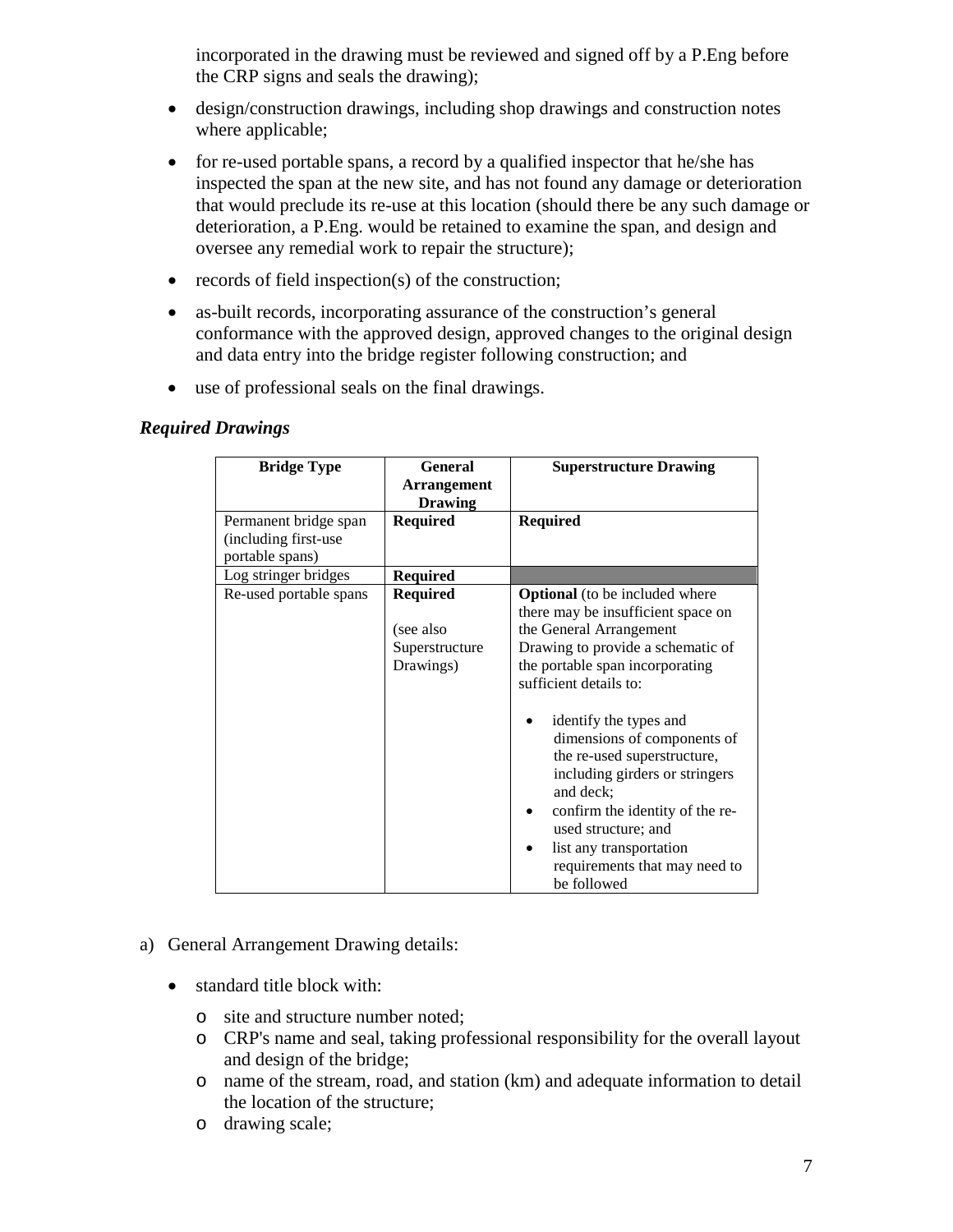incorporated in the drawing must be reviewed and signed off by a P.Eng before the CRP signs and seals the drawing);

- design/construction drawings, including shop drawings and construction notes where applicable;
- for re-used portable spans, a record by a qualified inspector that he/she has inspected the span at the new site, and has not found any damage or deterioration that would preclude its re-use at this location (should there be any such damage or deterioration, a P.Eng. would be retained to examine the span, and design and oversee any remedial work to repair the structure);
- records of field inspection(s) of the construction;
- as-built records, incorporating assurance of the construction's general conformance with the approved design, approved changes to the original design and data entry into the bridge register following construction; and
- use of professional seals on the final drawings.

***Required Drawings***

| Bridge Type | General Arrangement Drawing | Superstructure Drawing |
|---|---|---|
| Permanent bridge span (including first-use portable spans) | **Required** | **Required** |
| Log stringer bridges | **Required** | |
| Re-used portable spans | **Required**<br><br>(see also Superstructure Drawings) | **Optional** (to be included where there may be insufficient space on the General Arrangement Drawing to provide a schematic of the portable span incorporating sufficient details to:<br>• identify the types and dimensions of components of the re-used superstructure, including girders or stringers and deck;<br>• confirm the identity of the re-used structure; and<br>• list any transportation requirements that may need to be followed |

a) General Arrangement Drawing details:

- standard title block with:
  - site and structure number noted;
  - CRP's name and seal, taking professional responsibility for the overall layout and design of the bridge;
  - name of the stream, road, and station (km) and adequate information to detail the location of the structure;
  - drawing scale;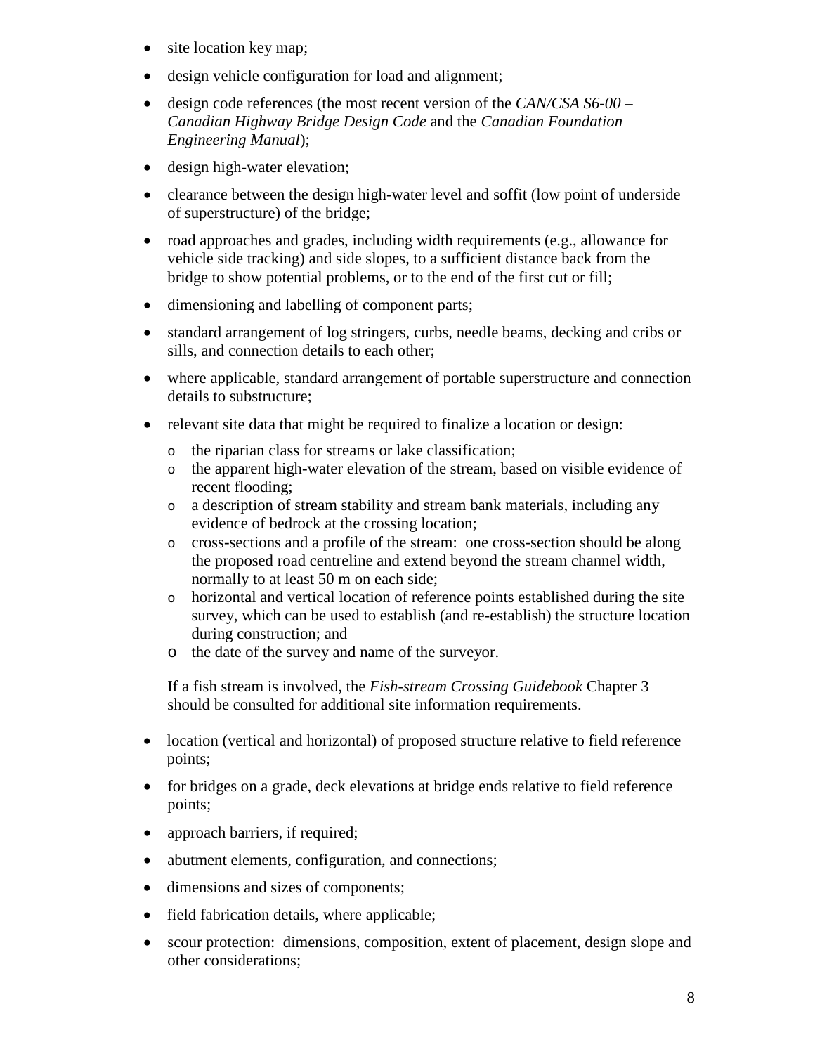- site location key map;
- design vehicle configuration for load and alignment;
- design code references (the most recent version of the *CAN/CSA S6-00 – Canadian Highway Bridge Design Code* and the *Canadian Foundation Engineering Manual*);
- design high-water elevation;
- clearance between the design high-water level and soffit (low point of underside of superstructure) of the bridge;
- road approaches and grades, including width requirements (e.g., allowance for vehicle side tracking) and side slopes, to a sufficient distance back from the bridge to show potential problems, or to the end of the first cut or fill;
- dimensioning and labelling of component parts;
- standard arrangement of log stringers, curbs, needle beams, decking and cribs or sills, and connection details to each other;
- where applicable, standard arrangement of portable superstructure and connection details to substructure;
- relevant site data that might be required to finalize a location or design:
  - the riparian class for streams or lake classification;
  - the apparent high-water elevation of the stream, based on visible evidence of recent flooding;
  - a description of stream stability and stream bank materials, including any evidence of bedrock at the crossing location;
  - cross-sections and a profile of the stream: one cross-section should be along the proposed road centreline and extend beyond the stream channel width, normally to at least 50 m on each side;
  - horizontal and vertical location of reference points established during the site survey, which can be used to establish (and re-establish) the structure location during construction; and
  - the date of the survey and name of the surveyor.

  If a fish stream is involved, the *Fish-stream Crossing Guidebook* Chapter 3 should be consulted for additional site information requirements.

- location (vertical and horizontal) of proposed structure relative to field reference points;
- for bridges on a grade, deck elevations at bridge ends relative to field reference points;
- approach barriers, if required;
- abutment elements, configuration, and connections;
- dimensions and sizes of components;
- field fabrication details, where applicable;
- scour protection: dimensions, composition, extent of placement, design slope and other considerations;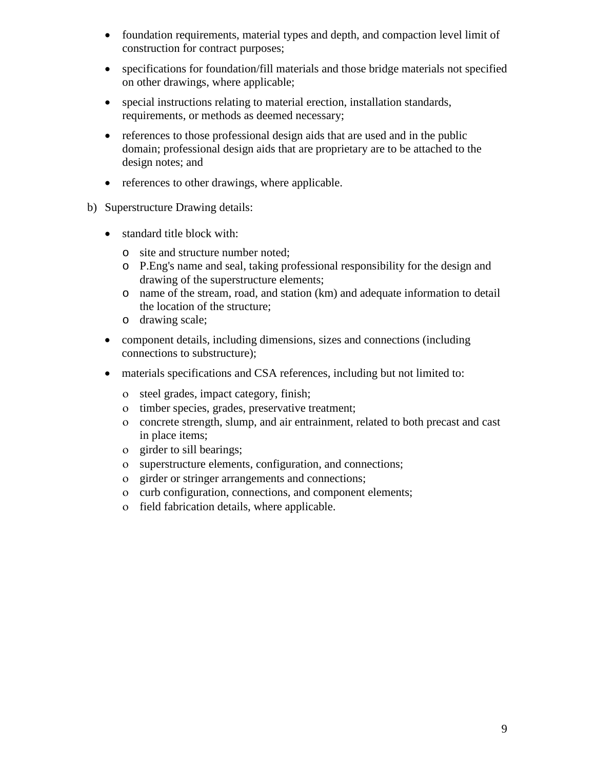- foundation requirements, material types and depth, and compaction level limit of construction for contract purposes;
- specifications for foundation/fill materials and those bridge materials not specified on other drawings, where applicable;
- special instructions relating to material erection, installation standards, requirements, or methods as deemed necessary;
- references to those professional design aids that are used and in the public domain; professional design aids that are proprietary are to be attached to the design notes; and
- references to other drawings, where applicable.

b) Superstructure Drawing details:

- standard title block with:
  - site and structure number noted;
  - P.Eng's name and seal, taking professional responsibility for the design and drawing of the superstructure elements;
  - name of the stream, road, and station (km) and adequate information to detail the location of the structure;
  - drawing scale;
- component details, including dimensions, sizes and connections (including connections to substructure);
- materials specifications and CSA references, including but not limited to:
  - steel grades, impact category, finish;
  - timber species, grades, preservative treatment;
  - concrete strength, slump, and air entrainment, related to both precast and cast in place items;
  - girder to sill bearings;
  - superstructure elements, configuration, and connections;
  - girder or stringer arrangements and connections;
  - curb configuration, connections, and component elements;
  - field fabrication details, where applicable.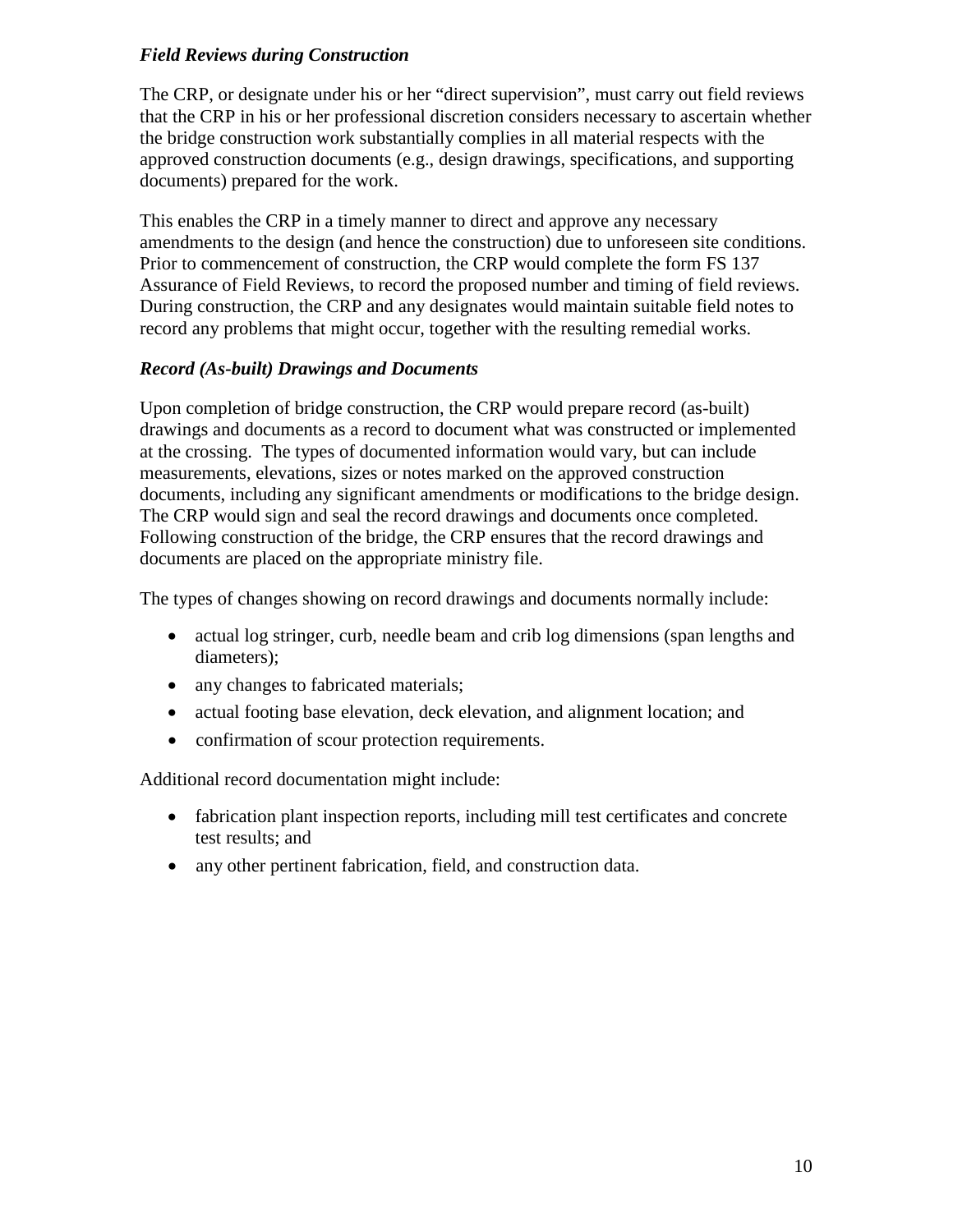### *Field Reviews during Construction*

The CRP, or designate under his or her "direct supervision", must carry out field reviews that the CRP in his or her professional discretion considers necessary to ascertain whether the bridge construction work substantially complies in all material respects with the approved construction documents (e.g., design drawings, specifications, and supporting documents) prepared for the work.

This enables the CRP in a timely manner to direct and approve any necessary amendments to the design (and hence the construction) due to unforeseen site conditions. Prior to commencement of construction, the CRP would complete the form FS 137 Assurance of Field Reviews, to record the proposed number and timing of field reviews. During construction, the CRP and any designates would maintain suitable field notes to record any problems that might occur, together with the resulting remedial works.

### *Record (As-built) Drawings and Documents*

Upon completion of bridge construction, the CRP would prepare record (as-built) drawings and documents as a record to document what was constructed or implemented at the crossing. The types of documented information would vary, but can include measurements, elevations, sizes or notes marked on the approved construction documents, including any significant amendments or modifications to the bridge design. The CRP would sign and seal the record drawings and documents once completed. Following construction of the bridge, the CRP ensures that the record drawings and documents are placed on the appropriate ministry file.

The types of changes showing on record drawings and documents normally include:

- actual log stringer, curb, needle beam and crib log dimensions (span lengths and diameters);
- any changes to fabricated materials;
- actual footing base elevation, deck elevation, and alignment location; and
- confirmation of scour protection requirements.

Additional record documentation might include:

- fabrication plant inspection reports, including mill test certificates and concrete test results; and
- any other pertinent fabrication, field, and construction data.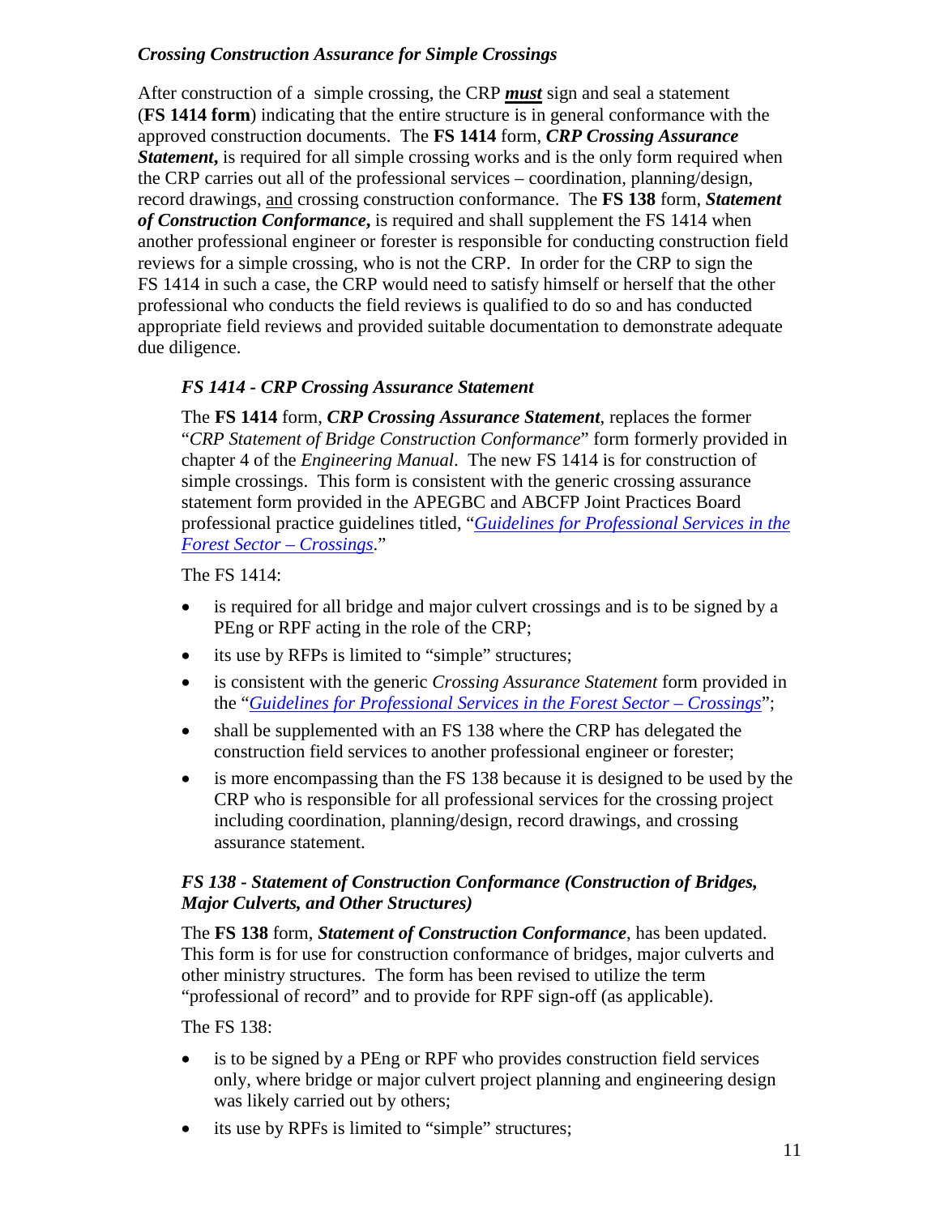### *Crossing Construction Assurance for Simple Crossings*

After construction of a simple crossing, the CRP ***must*** sign and seal a statement (**FS 1414 form**) indicating that the entire structure is in general conformance with the approved construction documents. The **FS 1414** form, ***CRP Crossing Assurance Statement,*** is required for all simple crossing works and is the only form required when the CRP carries out all of the professional services – coordination, planning/design, record drawings, and crossing construction conformance. The **FS 138** form, ***Statement of Construction Conformance,*** is required and shall supplement the FS 1414 when another professional engineer or forester is responsible for conducting construction field reviews for a simple crossing, who is not the CRP. In order for the CRP to sign the FS 1414 in such a case, the CRP would need to satisfy himself or herself that the other professional who conducts the field reviews is qualified to do so and has conducted appropriate field reviews and provided suitable documentation to demonstrate adequate due diligence.

#### *FS 1414 - CRP Crossing Assurance Statement*

The **FS 1414** form, ***CRP Crossing Assurance Statement***, replaces the former "*CRP Statement of Bridge Construction Conformance*" form formerly provided in chapter 4 of the *Engineering Manual*. The new FS 1414 is for construction of simple crossings. This form is consistent with the generic crossing assurance statement form provided in the APEGBC and ABCFP Joint Practices Board professional practice guidelines titled, "*Guidelines for Professional Services in the Forest Sector – Crossings*."

The FS 1414:

- is required for all bridge and major culvert crossings and is to be signed by a PEng or RPF acting in the role of the CRP;
- its use by RFPs is limited to "simple" structures;
- is consistent with the generic *Crossing Assurance Statement* form provided in the "*Guidelines for Professional Services in the Forest Sector – Crossings*";
- shall be supplemented with an FS 138 where the CRP has delegated the construction field services to another professional engineer or forester;
- is more encompassing than the FS 138 because it is designed to be used by the CRP who is responsible for all professional services for the crossing project including coordination, planning/design, record drawings, and crossing assurance statement.

#### *FS 138 - Statement of Construction Conformance (Construction of Bridges, Major Culverts, and Other Structures)*

The **FS 138** form, ***Statement of Construction Conformance***, has been updated. This form is for use for construction conformance of bridges, major culverts and other ministry structures. The form has been revised to utilize the term "professional of record" and to provide for RPF sign-off (as applicable).

The FS 138:

- is to be signed by a PEng or RPF who provides construction field services only, where bridge or major culvert project planning and engineering design was likely carried out by others;
- its use by RPFs is limited to "simple" structures;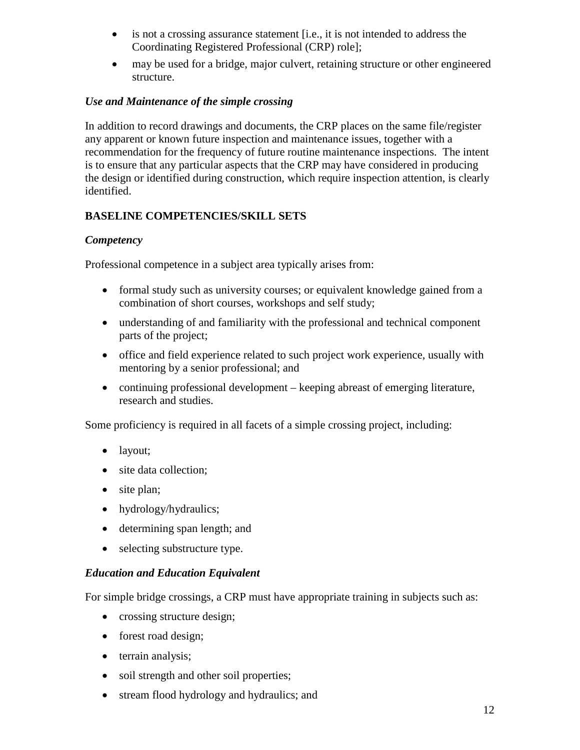- is not a crossing assurance statement [i.e., it is not intended to address the Coordinating Registered Professional (CRP) role];
- may be used for a bridge, major culvert, retaining structure or other engineered structure.

### *Use and Maintenance of the simple crossing*

In addition to record drawings and documents, the CRP places on the same file/register any apparent or known future inspection and maintenance issues, together with a recommendation for the frequency of future routine maintenance inspections. The intent is to ensure that any particular aspects that the CRP may have considered in producing the design or identified during construction, which require inspection attention, is clearly identified.

## BASELINE COMPETENCIES/SKILL SETS

### *Competency*

Professional competence in a subject area typically arises from:

- formal study such as university courses; or equivalent knowledge gained from a combination of short courses, workshops and self study;
- understanding of and familiarity with the professional and technical component parts of the project;
- office and field experience related to such project work experience, usually with mentoring by a senior professional; and
- continuing professional development – keeping abreast of emerging literature, research and studies.

Some proficiency is required in all facets of a simple crossing project, including:

- layout;
- site data collection;
- site plan;
- hydrology/hydraulics;
- determining span length; and
- selecting substructure type.

### *Education and Education Equivalent*

For simple bridge crossings, a CRP must have appropriate training in subjects such as:

- crossing structure design;
- forest road design;
- terrain analysis;
- soil strength and other soil properties;
- stream flood hydrology and hydraulics; and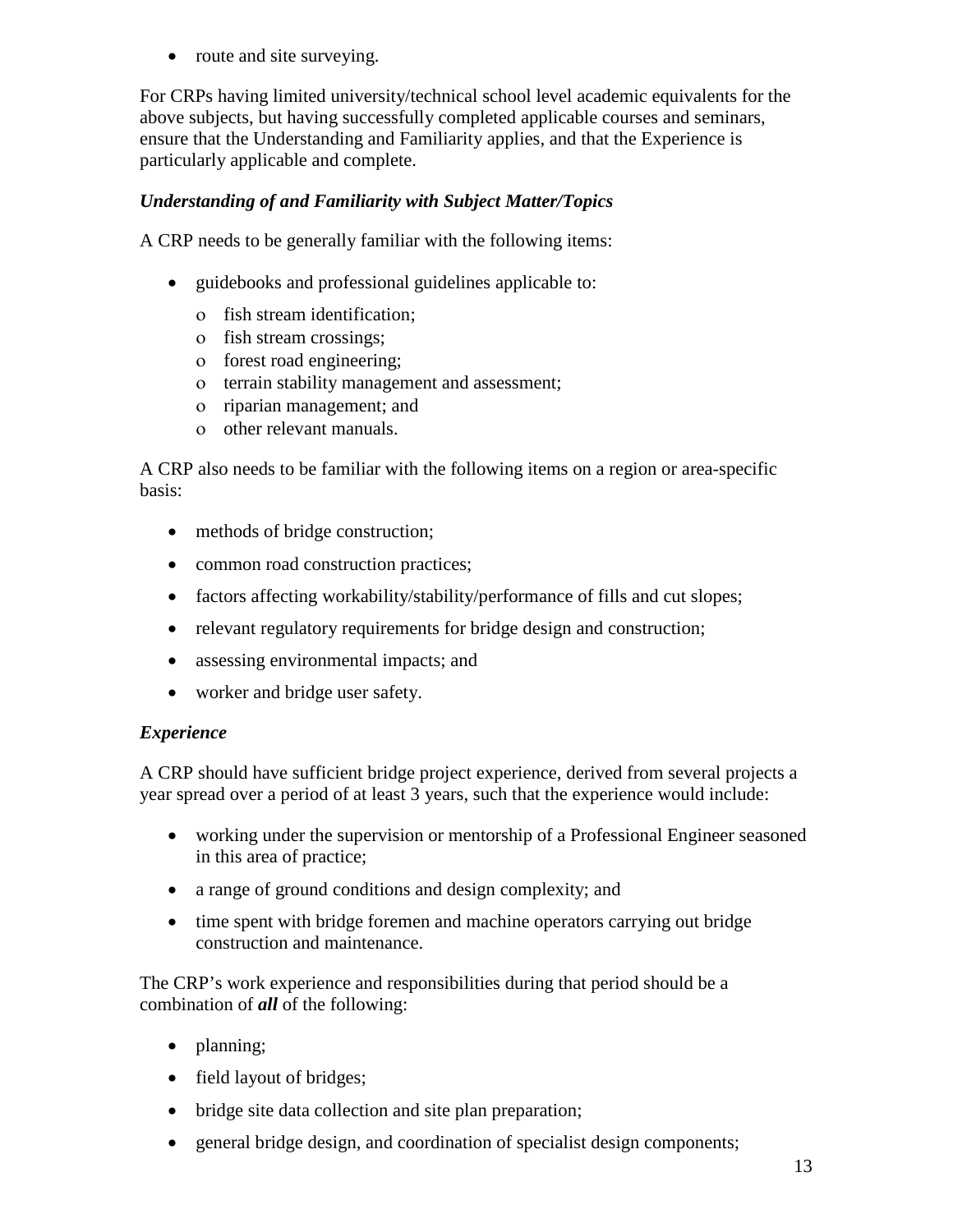- route and site surveying.

For CRPs having limited university/technical school level academic equivalents for the above subjects, but having successfully completed applicable courses and seminars, ensure that the Understanding and Familiarity applies, and that the Experience is particularly applicable and complete.

### *Understanding of and Familiarity with Subject Matter/Topics*

A CRP needs to be generally familiar with the following items:

- guidebooks and professional guidelines applicable to:
  - fish stream identification;
  - fish stream crossings;
  - forest road engineering;
  - terrain stability management and assessment;
  - riparian management; and
  - other relevant manuals.

A CRP also needs to be familiar with the following items on a region or area-specific basis:

- methods of bridge construction;
- common road construction practices;
- factors affecting workability/stability/performance of fills and cut slopes;
- relevant regulatory requirements for bridge design and construction;
- assessing environmental impacts; and
- worker and bridge user safety.

### *Experience*

A CRP should have sufficient bridge project experience, derived from several projects a year spread over a period of at least 3 years, such that the experience would include:

- working under the supervision or mentorship of a Professional Engineer seasoned in this area of practice;
- a range of ground conditions and design complexity; and
- time spent with bridge foremen and machine operators carrying out bridge construction and maintenance.

The CRP's work experience and responsibilities during that period should be a combination of ***all*** of the following:

- planning;
- field layout of bridges;
- bridge site data collection and site plan preparation;
- general bridge design, and coordination of specialist design components;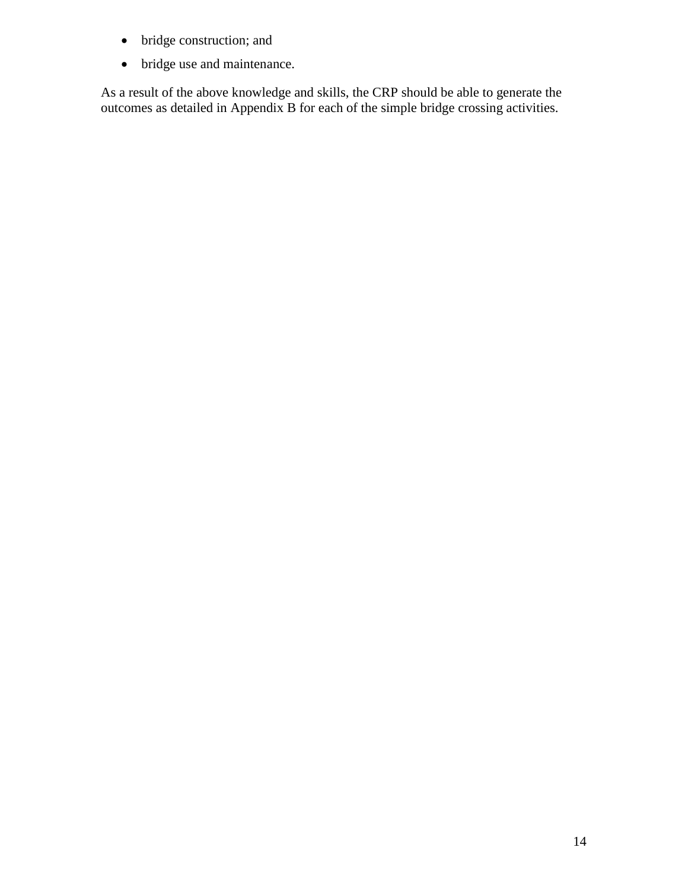- bridge construction; and
- bridge use and maintenance.

As a result of the above knowledge and skills, the CRP should be able to generate the outcomes as detailed in Appendix B for each of the simple bridge crossing activities.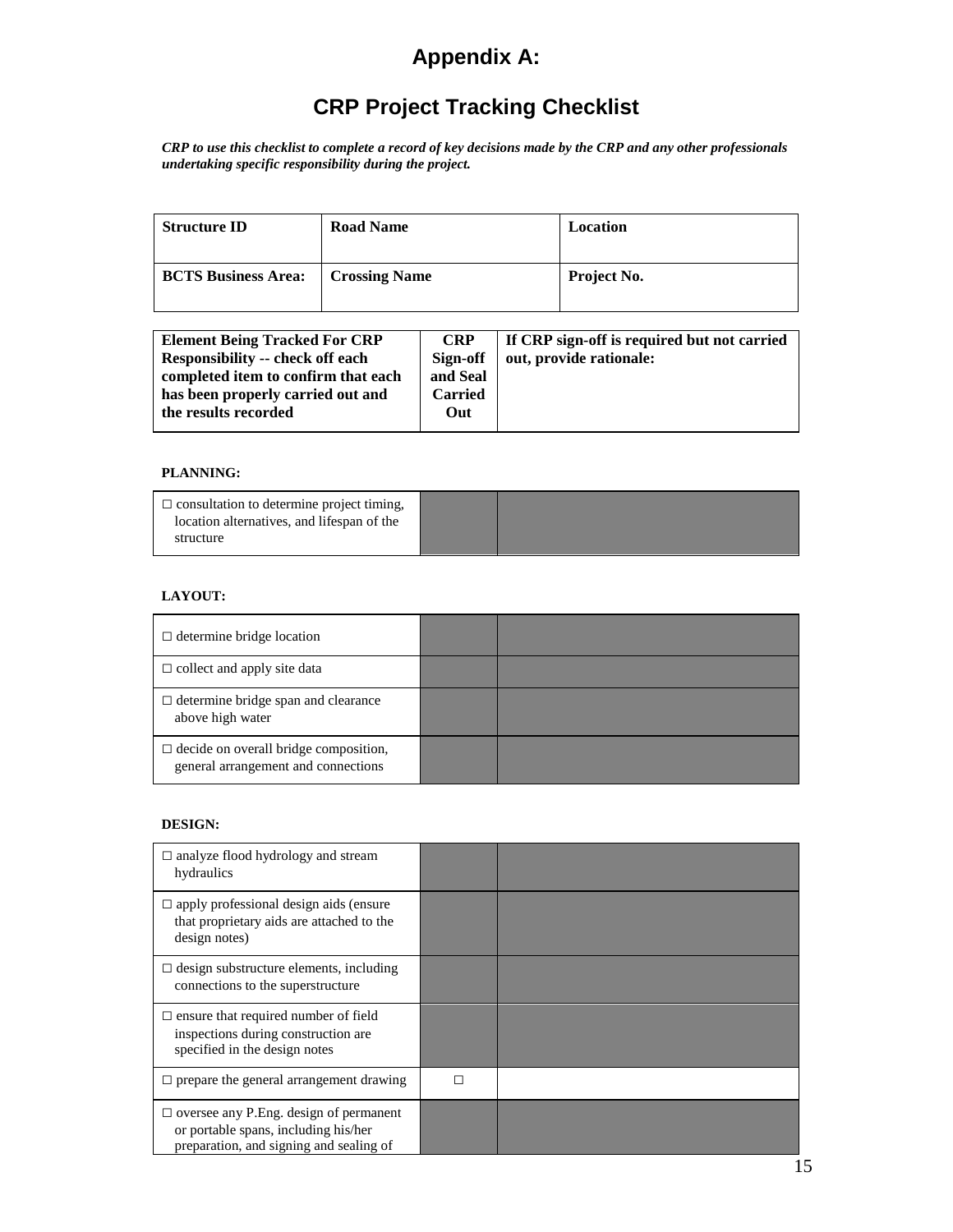# Appendix A:

# CRP Project Tracking Checklist

***CRP to use this checklist to complete a record of key decisions made by the CRP and any other professionals undertaking specific responsibility during the project.***

| **Structure ID** | **Road Name** | **Location** |
|---|---|---|
| **BCTS Business Area:** | **Crossing Name** | **Project No.** |

| **Element Being Tracked For CRP Responsibility -- check off each completed item to confirm that each has been properly carried out and the results recorded** | **CRP Sign-off and Seal Carried Out** | **If CRP sign-off is required but not carried out, provide rationale:** |
|---|---|---|

**PLANNING:**

| | | |
|---|---|---|
| ☐ consultation to determine project timing, location alternatives, and lifespan of the structure | | |

**LAYOUT:**

| | | |
|---|---|---|
| ☐ determine bridge location | | |
| ☐ collect and apply site data | | |
| ☐ determine bridge span and clearance above high water | | |
| ☐ decide on overall bridge composition, general arrangement and connections | | |

**DESIGN:**

| | | |
|---|---|---|
| ☐ analyze flood hydrology and stream hydraulics | | |
| ☐ apply professional design aids (ensure that proprietary aids are attached to the design notes) | | |
| ☐ design substructure elements, including connections to the superstructure | | |
| ☐ ensure that required number of field inspections during construction are specified in the design notes | | |
| ☐ prepare the general arrangement drawing | ☐ | |
| ☐ oversee any P.Eng. design of permanent or portable spans, including his/her preparation, and signing and sealing of | | |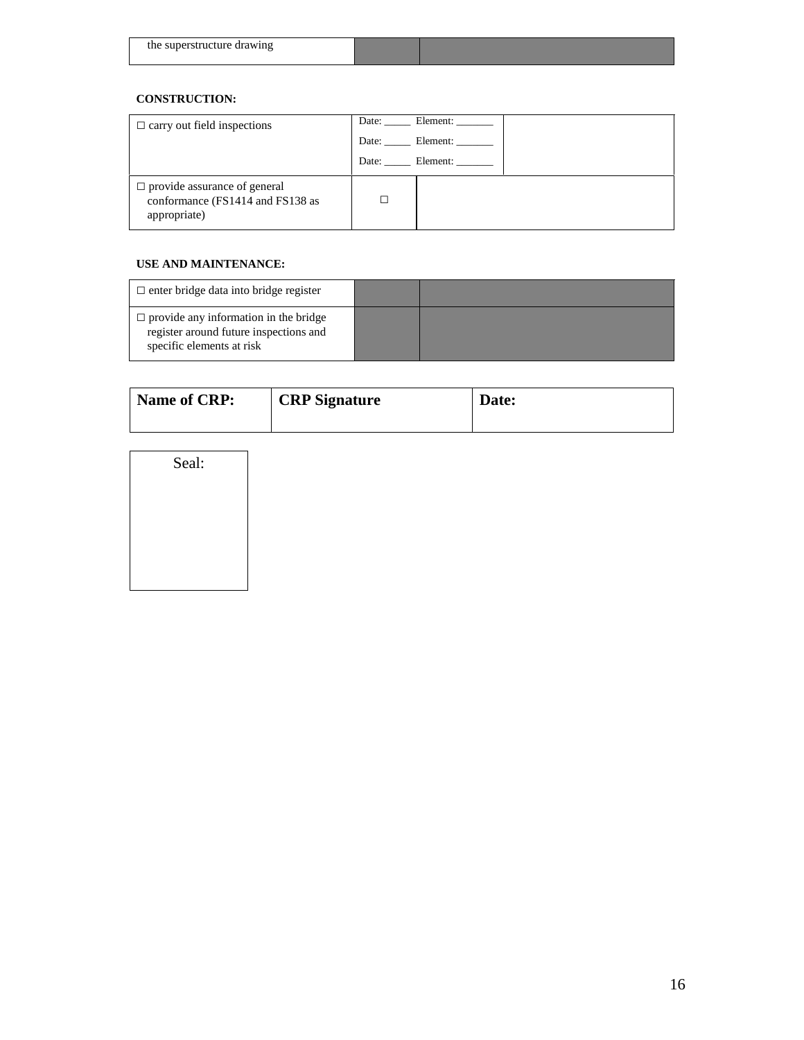| the superstructure drawing | | |
|---|---|---|

**CONSTRUCTION:**

| | | |
|---|---|---|
| ☐ carry out field inspections | Date: \_\_\_\_\_ Element: \_\_\_\_\_\_\_<br>Date: \_\_\_\_\_ Element: \_\_\_\_\_\_\_<br>Date: \_\_\_\_\_ Element: \_\_\_\_\_\_\_ | |
| ☐ provide assurance of general conformance (FS1414 and FS138 as appropriate) | ☐ | |

**USE AND MAINTENANCE:**

| | | |
|---|---|---|
| ☐ enter bridge data into bridge register | | |
| ☐ provide any information in the bridge register around future inspections and specific elements at risk | | |

| Name of CRP: | CRP Signature | Date: |
|---|---|---|
| | | |

| Seal: |
|---|
| |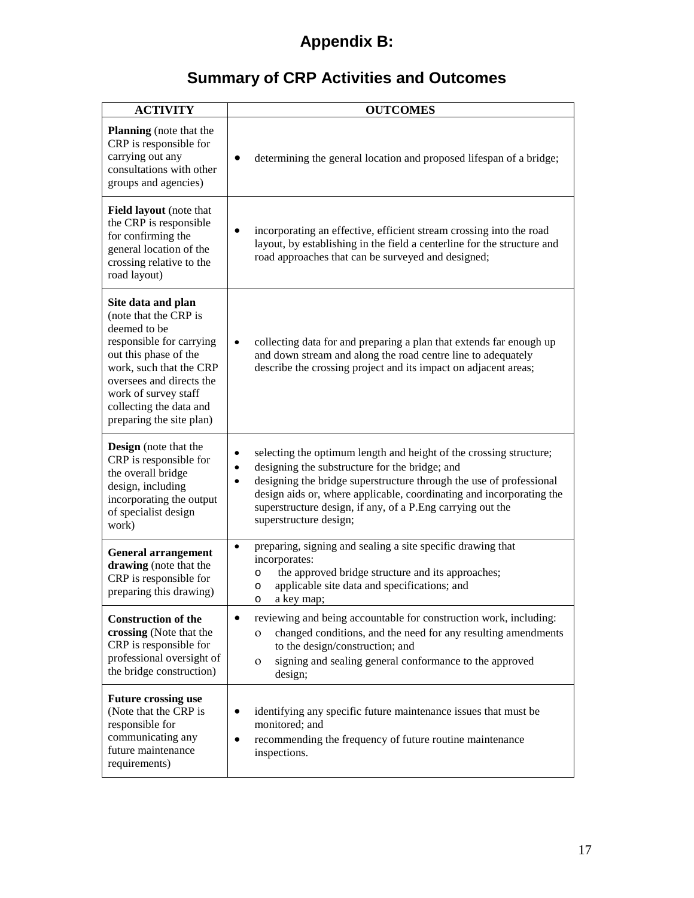# Appendix B:

## Summary of CRP Activities and Outcomes

| ACTIVITY | OUTCOMES |
|---|---|
| **Planning** (note that the CRP is responsible for carrying out any consultations with other groups and agencies) | • determining the general location and proposed lifespan of a bridge; |
| **Field layout** (note that the CRP is responsible for confirming the general location of the crossing relative to the road layout) | • incorporating an effective, efficient stream crossing into the road layout, by establishing in the field a centerline for the structure and road approaches that can be surveyed and designed; |
| **Site data and plan** (note that the CRP is deemed to be responsible for carrying out this phase of the work, such that the CRP oversees and directs the work of survey staff collecting the data and preparing the site plan) | • collecting data for and preparing a plan that extends far enough up and down stream and along the road centre line to adequately describe the crossing project and its impact on adjacent areas; |
| **Design** (note that the CRP is responsible for the overall bridge design, including incorporating the output of specialist design work) | • selecting the optimum length and height of the crossing structure;<br>• designing the substructure for the bridge; and<br>• designing the bridge superstructure through the use of professional design aids or, where applicable, coordinating and incorporating the superstructure design, if any, of a P.Eng carrying out the superstructure design; |
| **General arrangement drawing** (note that the CRP is responsible for preparing this drawing) | • preparing, signing and sealing a site specific drawing that incorporates:<br>o the approved bridge structure and its approaches;<br>o applicable site data and specifications; and<br>o a key map; |
| **Construction of the crossing** (Note that the CRP is responsible for professional oversight of the bridge construction) | • reviewing and being accountable for construction work, including:<br>o changed conditions, and the need for any resulting amendments to the design/construction; and<br>o signing and sealing general conformance to the approved design; |
| **Future crossing use** (Note that the CRP is responsible for communicating any future maintenance requirements) | • identifying any specific future maintenance issues that must be monitored; and<br>• recommending the frequency of future routine maintenance inspections. |